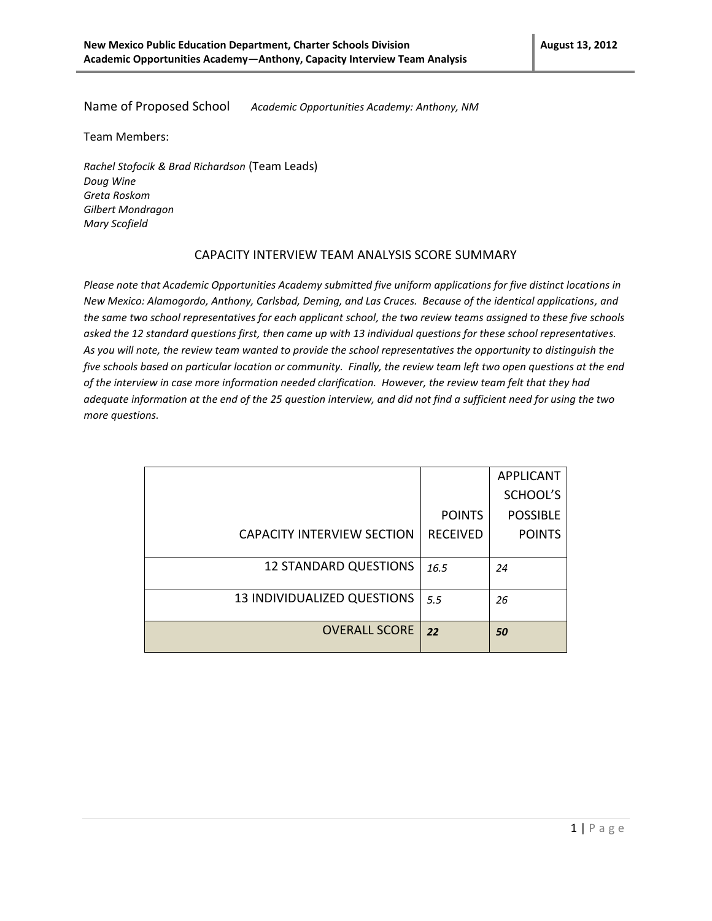Name of Proposed School *Academic Opportunities Academy: Anthony, NM*

Team Members:

*Rachel Stofocik & Brad Richardson* (Team Leads)
*Doug Wine*
*Greta Roskom*
*Gilbert Mondragon*
*Mary Scofield*

## CAPACITY INTERVIEW TEAM ANALYSIS SCORE SUMMARY

*Please note that Academic Opportunities Academy submitted five uniform applications for five distinct locations in New Mexico: Alamogordo, Anthony, Carlsbad, Deming, and Las Cruces. Because of the identical applications, and the same two school representatives for each applicant school, the two review teams assigned to these five schools asked the 12 standard questions first, then came up with 13 individual questions for these school representatives. As you will note, the review team wanted to provide the school representatives the opportunity to distinguish the five schools based on particular location or community. Finally, the review team left two open questions at the end of the interview in case more information needed clarification. However, the review team felt that they had adequate information at the end of the 25 question interview, and did not find a sufficient need for using the two more questions.*

| CAPACITY INTERVIEW SECTION | POINTS RECEIVED | APPLICANT SCHOOL'S POSSIBLE POINTS |
|---|---|---|
| 12 STANDARD QUESTIONS | *16.5* | *24* |
| 13 INDIVIDUALIZED QUESTIONS | *5.5* | *26* |
| OVERALL SCORE | ***22*** | ***50*** |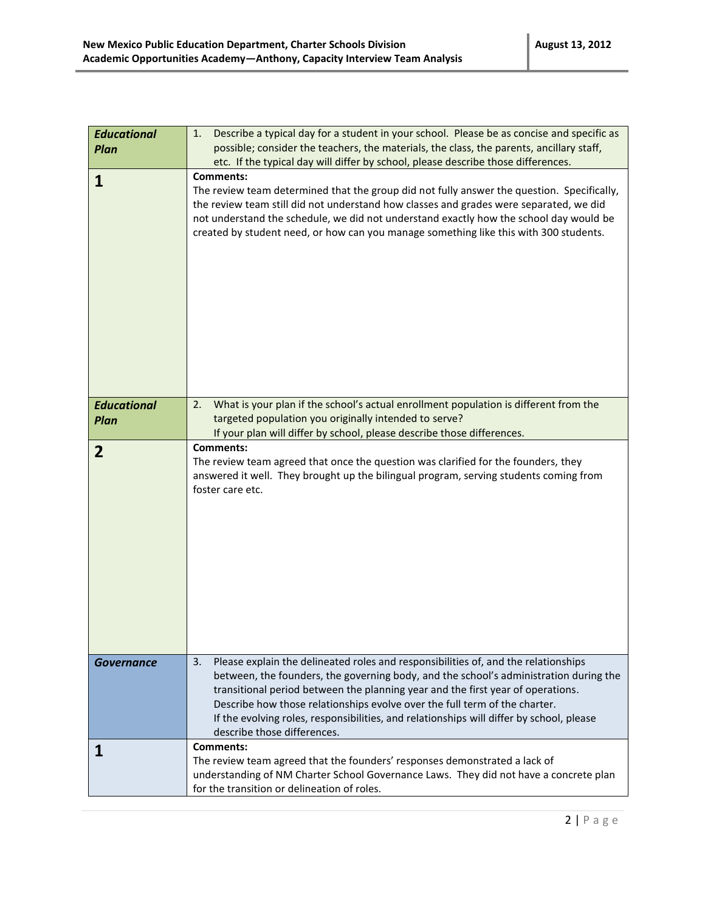| Educational Plan | 1. Describe a typical day for a student in your school. Please be as concise and specific as possible; consider the teachers, the materials, the class, the parents, ancillary staff, etc. If the typical day will differ by school, please describe those differences. |
|---|---|
| **1** | **Comments:**<br>The review team determined that the group did not fully answer the question. Specifically, the review team still did not understand how classes and grades were separated, we did not understand the schedule, we did not understand exactly how the school day would be created by student need, or how can you manage something like this with 300 students. |
| ***Educational Plan*** | 2. What is your plan if the school's actual enrollment population is different from the targeted population you originally intended to serve?<br>If your plan will differ by school, please describe those differences. |
| **2** | **Comments:**<br>The review team agreed that once the question was clarified for the founders, they answered it well. They brought up the bilingual program, serving students coming from foster care etc. |
| ***Governance*** | 3. Please explain the delineated roles and responsibilities of, and the relationships between, the founders, the governing body, and the school's administration during the transitional period between the planning year and the first year of operations. Describe how those relationships evolve over the full term of the charter.<br>If the evolving roles, responsibilities, and relationships will differ by school, please describe those differences. |
| **1** | **Comments:**<br>The review team agreed that the founders' responses demonstrated a lack of understanding of NM Charter School Governance Laws. They did not have a concrete plan for the transition or delineation of roles. |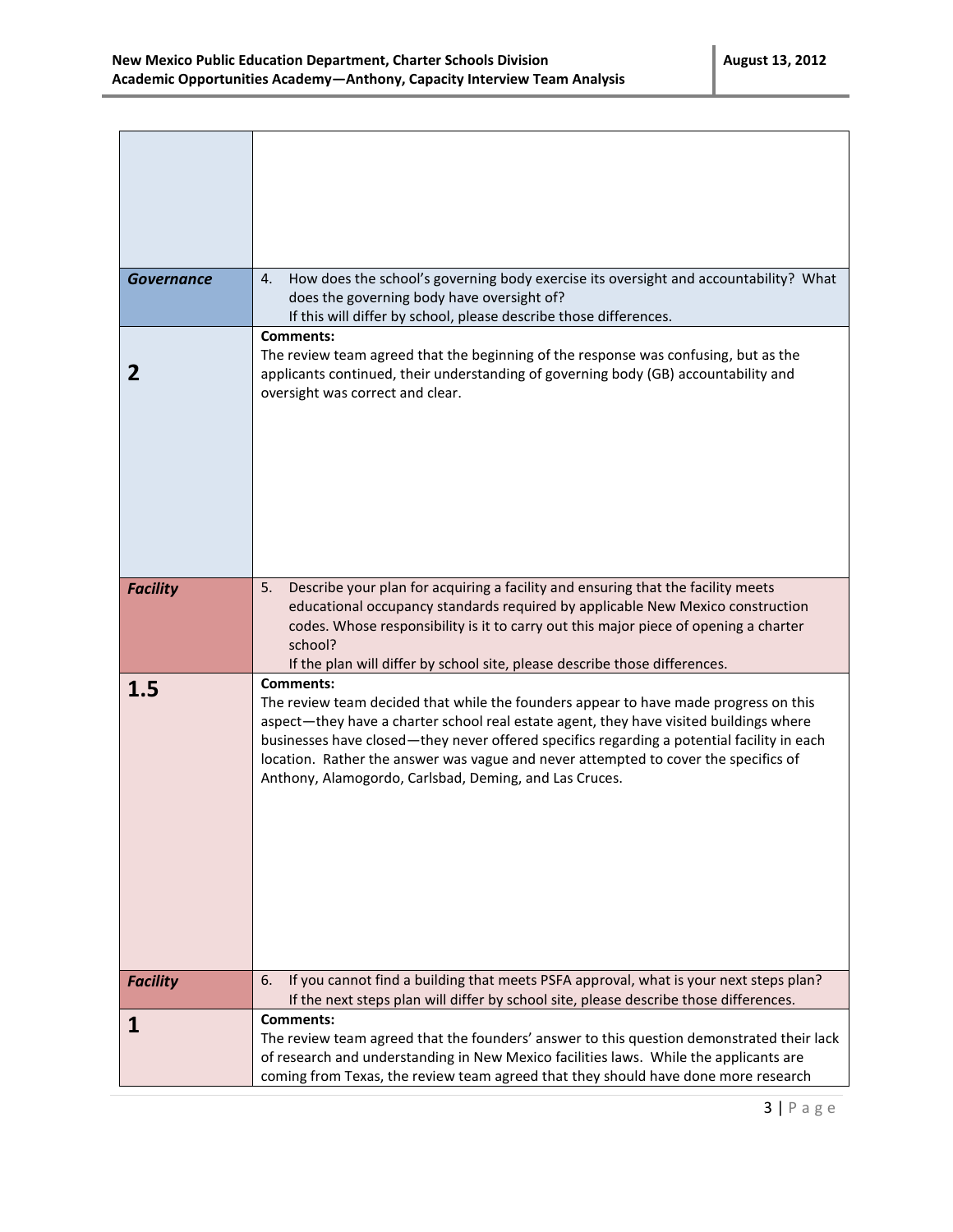| | |
|---|---|
| | |
| ***Governance*** | 4. How does the school's governing body exercise its oversight and accountability? What does the governing body have oversight of? If this will differ by school, please describe those differences. |
| **2** | **Comments:** The review team agreed that the beginning of the response was confusing, but as the applicants continued, their understanding of governing body (GB) accountability and oversight was correct and clear. |
| ***Facility*** | 5. Describe your plan for acquiring a facility and ensuring that the facility meets educational occupancy standards required by applicable New Mexico construction codes. Whose responsibility is it to carry out this major piece of opening a charter school? If the plan will differ by school site, please describe those differences. |
| **1.5** | **Comments:** The review team decided that while the founders appear to have made progress on this aspect—they have a charter school real estate agent, they have visited buildings where businesses have closed—they never offered specifics regarding a potential facility in each location. Rather the answer was vague and never attempted to cover the specifics of Anthony, Alamogordo, Carlsbad, Deming, and Las Cruces. |
| ***Facility*** | 6. If you cannot find a building that meets PSFA approval, what is your next steps plan? If the next steps plan will differ by school site, please describe those differences. |
| **1** | **Comments:** The review team agreed that the founders' answer to this question demonstrated their lack of research and understanding in New Mexico facilities laws. While the applicants are coming from Texas, the review team agreed that they should have done more research |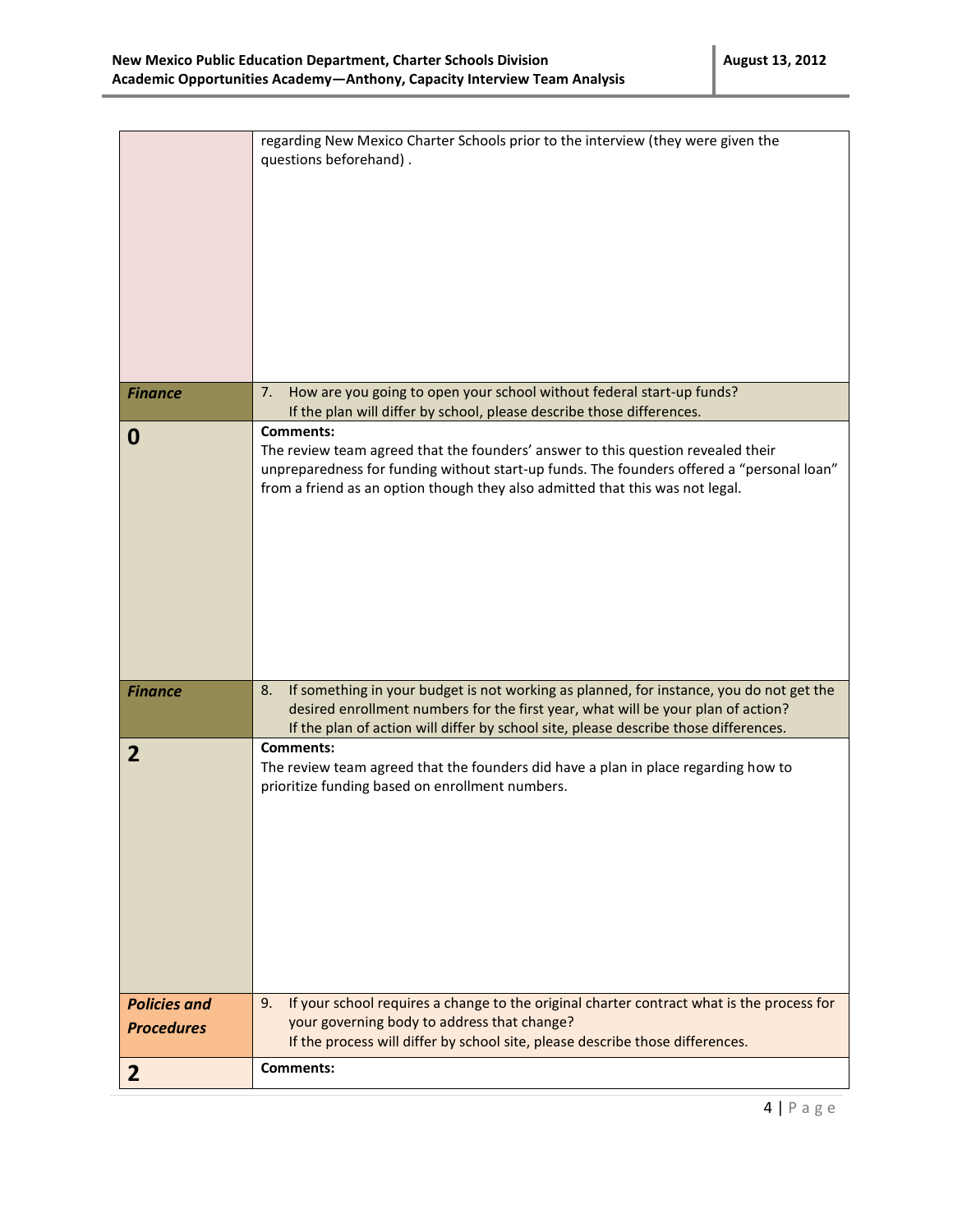| | |
|---|---|
| | regarding New Mexico Charter Schools prior to the interview (they were given the questions beforehand) . |
| ***Finance*** | 7. How are you going to open your school without federal start-up funds? If the plan will differ by school, please describe those differences. |
| **0** | **Comments:** The review team agreed that the founders' answer to this question revealed their unpreparedness for funding without start-up funds. The founders offered a "personal loan" from a friend as an option though they also admitted that this was not legal. |
| ***Finance*** | 8. If something in your budget is not working as planned, for instance, you do not get the desired enrollment numbers for the first year, what will be your plan of action? If the plan of action will differ by school site, please describe those differences. |
| **2** | **Comments:** The review team agreed that the founders did have a plan in place regarding how to prioritize funding based on enrollment numbers. |
| ***Policies and Procedures*** | 9. If your school requires a change to the original charter contract what is the process for your governing body to address that change? If the process will differ by school site, please describe those differences. |
| **2** | **Comments:** |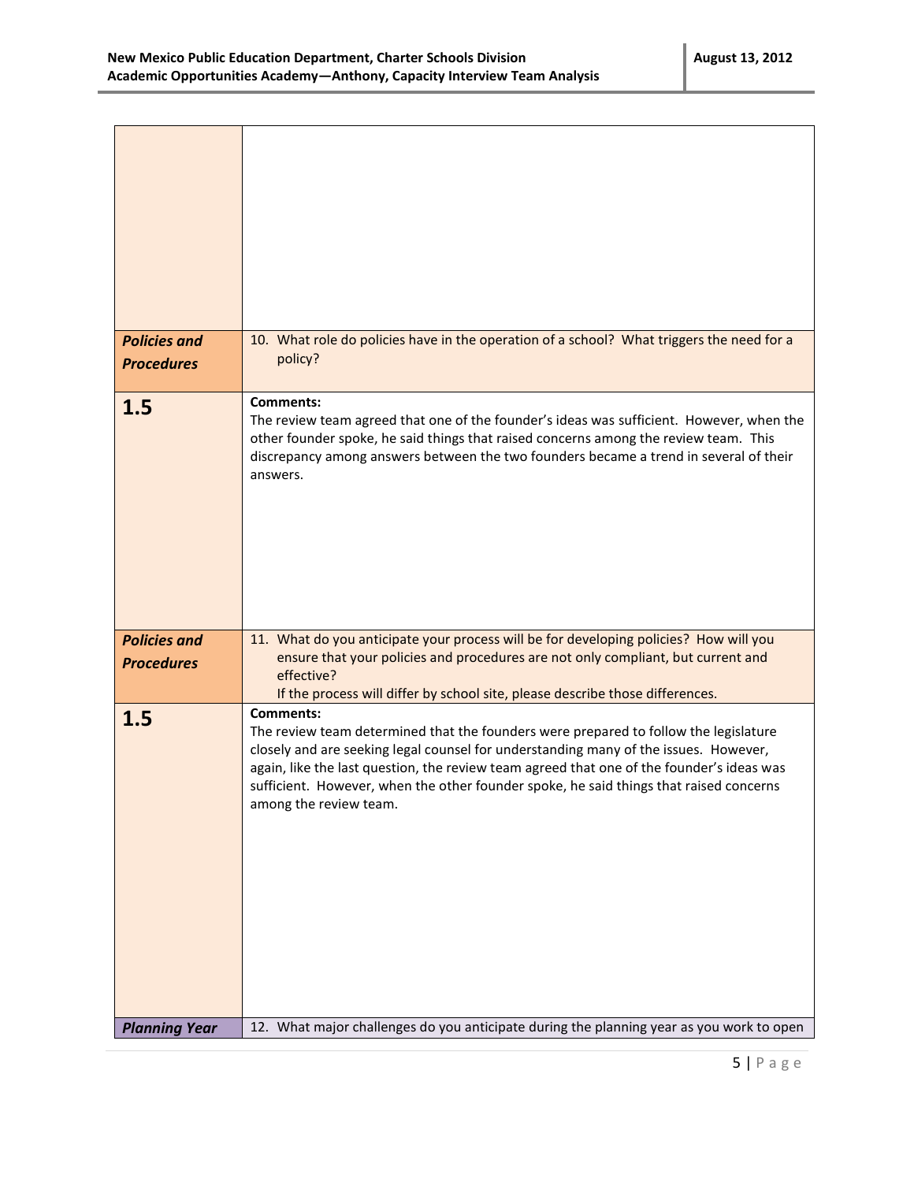| | |
|---|---|
| | |
| ***Policies and Procedures*** | 10. What role do policies have in the operation of a school? What triggers the need for a policy? |
| **1.5** | **Comments:**<br>The review team agreed that one of the founder's ideas was sufficient. However, when the other founder spoke, he said things that raised concerns among the review team. This discrepancy among answers between the two founders became a trend in several of their answers. |
| ***Policies and Procedures*** | 11. What do you anticipate your process will be for developing policies? How will you ensure that your policies and procedures are not only compliant, but current and effective?<br>If the process will differ by school site, please describe those differences. |
| **1.5** | **Comments:**<br>The review team determined that the founders were prepared to follow the legislature closely and are seeking legal counsel for understanding many of the issues. However, again, like the last question, the review team agreed that one of the founder's ideas was sufficient. However, when the other founder spoke, he said things that raised concerns among the review team. |
| ***Planning Year*** | 12. What major challenges do you anticipate during the planning year as you work to open |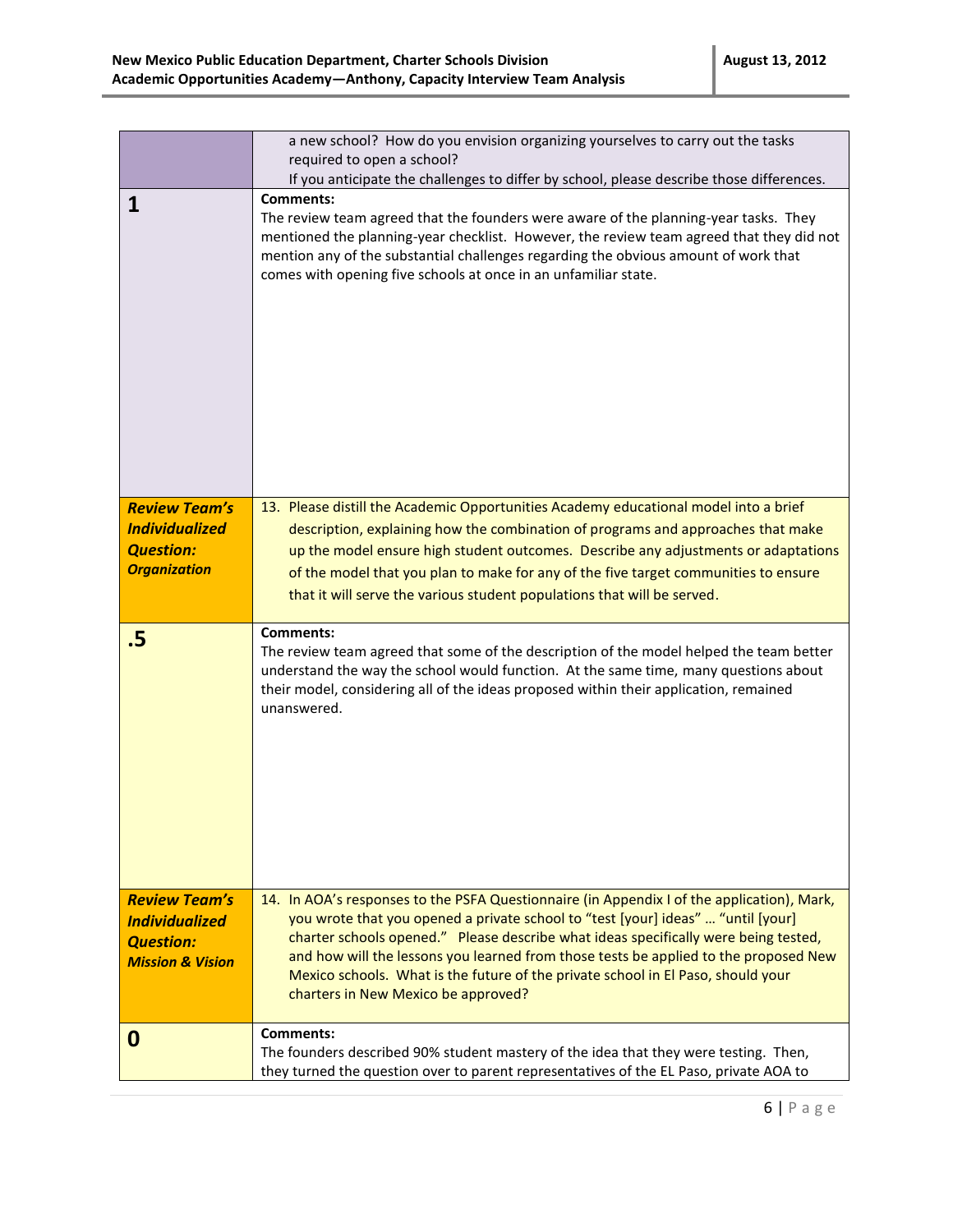| | |
|---|---|
| | a new school? How do you envision organizing yourselves to carry out the tasks required to open a school? If you anticipate the challenges to differ by school, please describe those differences. |
| **1** | **Comments:** The review team agreed that the founders were aware of the planning-year tasks. They mentioned the planning-year checklist. However, the review team agreed that they did not mention any of the substantial challenges regarding the obvious amount of work that comes with opening five schools at once in an unfamiliar state. |
| ***Review Team's Individualized Question: Organization*** | 13. Please distill the Academic Opportunities Academy educational model into a brief description, explaining how the combination of programs and approaches that make up the model ensure high student outcomes. Describe any adjustments or adaptations of the model that you plan to make for any of the five target communities to ensure that it will serve the various student populations that will be served. |
| **.5** | **Comments:** The review team agreed that some of the description of the model helped the team better understand the way the school would function. At the same time, many questions about their model, considering all of the ideas proposed within their application, remained unanswered. |
| ***Review Team's Individualized Question: Mission & Vision*** | 14. In AOA's responses to the PSFA Questionnaire (in Appendix I of the application), Mark, you wrote that you opened a private school to "test [your] ideas" … "until [your] charter schools opened." Please describe what ideas specifically were being tested, and how will the lessons you learned from those tests be applied to the proposed New Mexico schools. What is the future of the private school in El Paso, should your charters in New Mexico be approved? |
| **0** | **Comments:** The founders described 90% student mastery of the idea that they were testing. Then, they turned the question over to parent representatives of the EL Paso, private AOA to |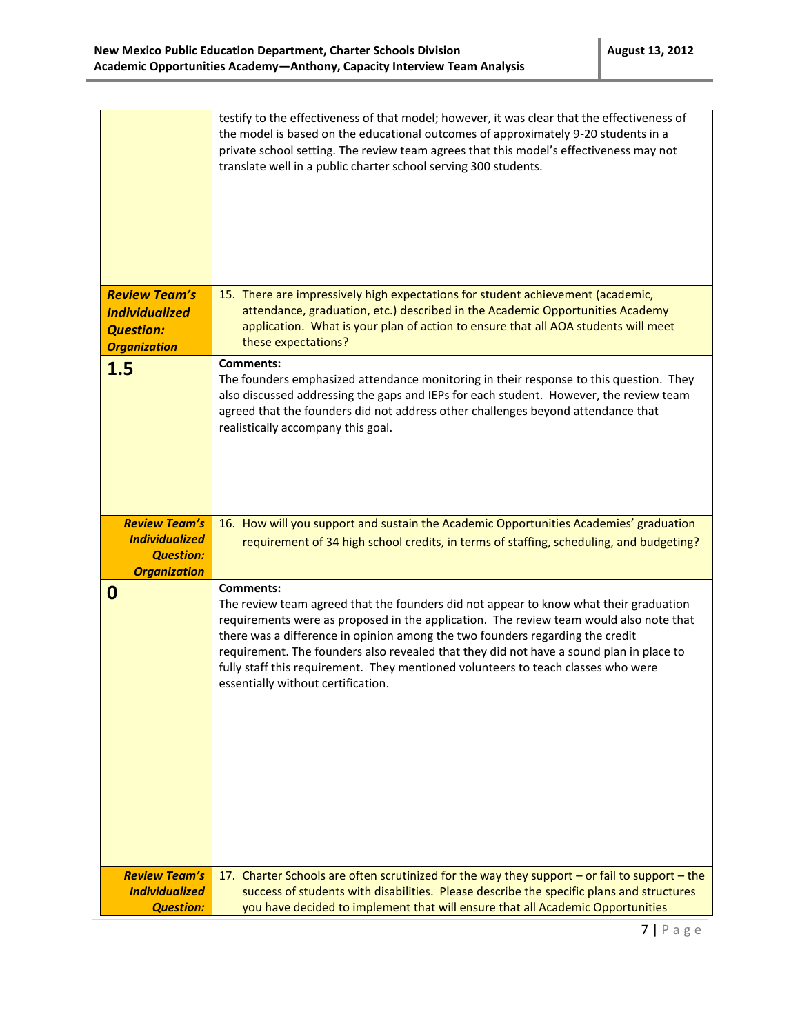|  |  |
|---|---|
|  | testify to the effectiveness of that model; however, it was clear that the effectiveness of the model is based on the educational outcomes of approximately 9-20 students in a private school setting. The review team agrees that this model's effectiveness may not translate well in a public charter school serving 300 students. |
| ***Review Team's Individualized Question: Organization*** | 15. There are impressively high expectations for student achievement (academic, attendance, graduation, etc.) described in the Academic Opportunities Academy application. What is your plan of action to ensure that all AOA students will meet these expectations? |
| **1.5** | **Comments:** The founders emphasized attendance monitoring in their response to this question. They also discussed addressing the gaps and IEPs for each student. However, the review team agreed that the founders did not address other challenges beyond attendance that realistically accompany this goal. |
| ***Review Team's Individualized Question: Organization*** | 16. How will you support and sustain the Academic Opportunities Academies' graduation requirement of 34 high school credits, in terms of staffing, scheduling, and budgeting? |
| **0** | **Comments:** The review team agreed that the founders did not appear to know what their graduation requirements were as proposed in the application. The review team would also note that there was a difference in opinion among the two founders regarding the credit requirement. The founders also revealed that they did not have a sound plan in place to fully staff this requirement. They mentioned volunteers to teach classes who were essentially without certification. |
| ***Review Team's Individualized Question:*** | 17. Charter Schools are often scrutinized for the way they support – or fail to support – the success of students with disabilities. Please describe the specific plans and structures you have decided to implement that will ensure that all Academic Opportunities |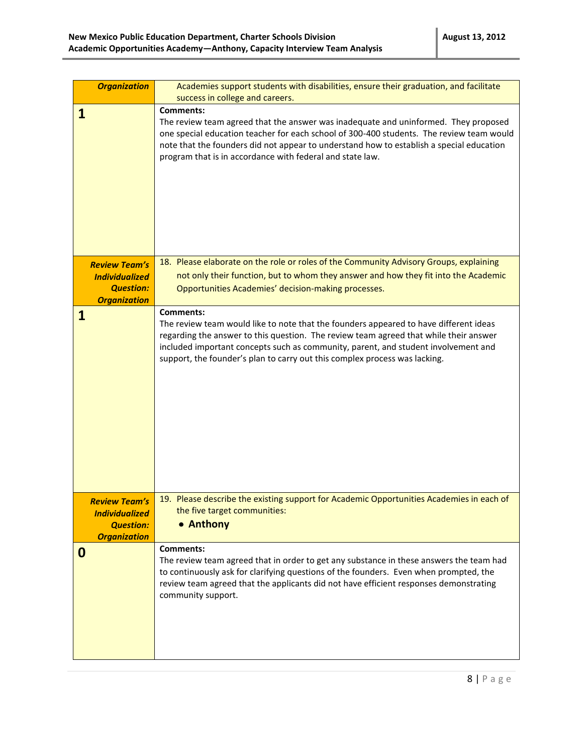| Organization | Academies support students with disabilities, ensure their graduation, and facilitate success in college and careers. |
|---|---|
| **1** | **Comments:**<br>The review team agreed that the answer was inadequate and uninformed. They proposed one special education teacher for each school of 300-400 students. The review team would note that the founders did not appear to understand how to establish a special education program that is in accordance with federal and state law. |
| ***Review Team's Individualized Question: Organization*** | 18. Please elaborate on the role or roles of the Community Advisory Groups, explaining not only their function, but to whom they answer and how they fit into the Academic Opportunities Academies' decision-making processes. |
| **1** | **Comments:**<br>The review team would like to note that the founders appeared to have different ideas regarding the answer to this question. The review team agreed that while their answer included important concepts such as community, parent, and student involvement and support, the founder's plan to carry out this complex process was lacking. |
| ***Review Team's Individualized Question: Organization*** | 19. Please describe the existing support for Academic Opportunities Academies in each of the five target communities:<br>• **Anthony** |
| **0** | **Comments:**<br>The review team agreed that in order to get any substance in these answers the team had to continuously ask for clarifying questions of the founders. Even when prompted, the review team agreed that the applicants did not have efficient responses demonstrating community support. |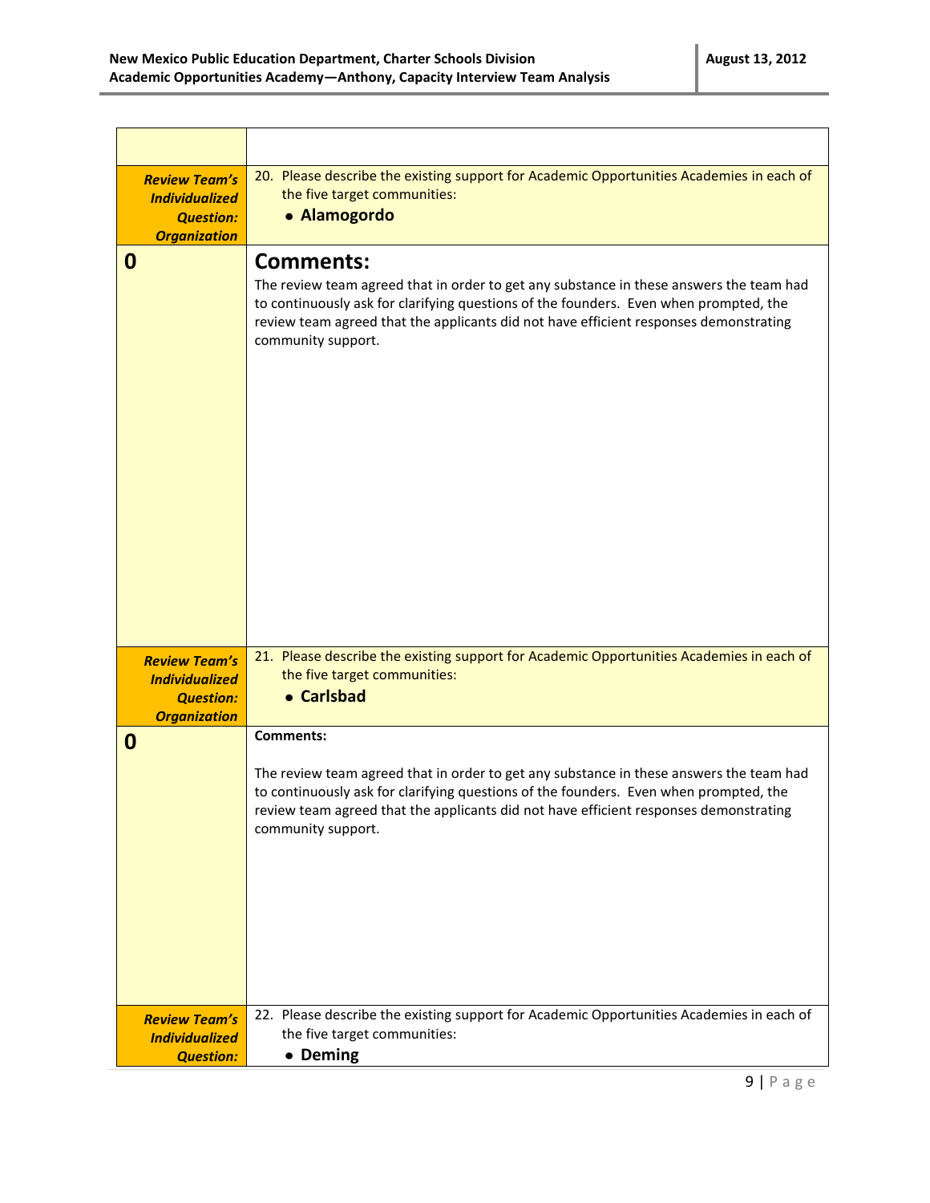| | |
|---|---|
| | |
| ***Review Team's Individualized Question: Organization*** | 20. Please describe the existing support for Academic Opportunities Academies in each of the five target communities:<br>• **Alamogordo** |
| **0** | **Comments:**<br>The review team agreed that in order to get any substance in these answers the team had to continuously ask for clarifying questions of the founders. Even when prompted, the review team agreed that the applicants did not have efficient responses demonstrating community support. |
| ***Review Team's Individualized Question: Organization*** | 21. Please describe the existing support for Academic Opportunities Academies in each of the five target communities:<br>• **Carlsbad** |
| **0** | **Comments:**<br><br>The review team agreed that in order to get any substance in these answers the team had to continuously ask for clarifying questions of the founders. Even when prompted, the review team agreed that the applicants did not have efficient responses demonstrating community support. |
| ***Review Team's Individualized Question:*** | 22. Please describe the existing support for Academic Opportunities Academies in each of the five target communities:<br>• **Deming** |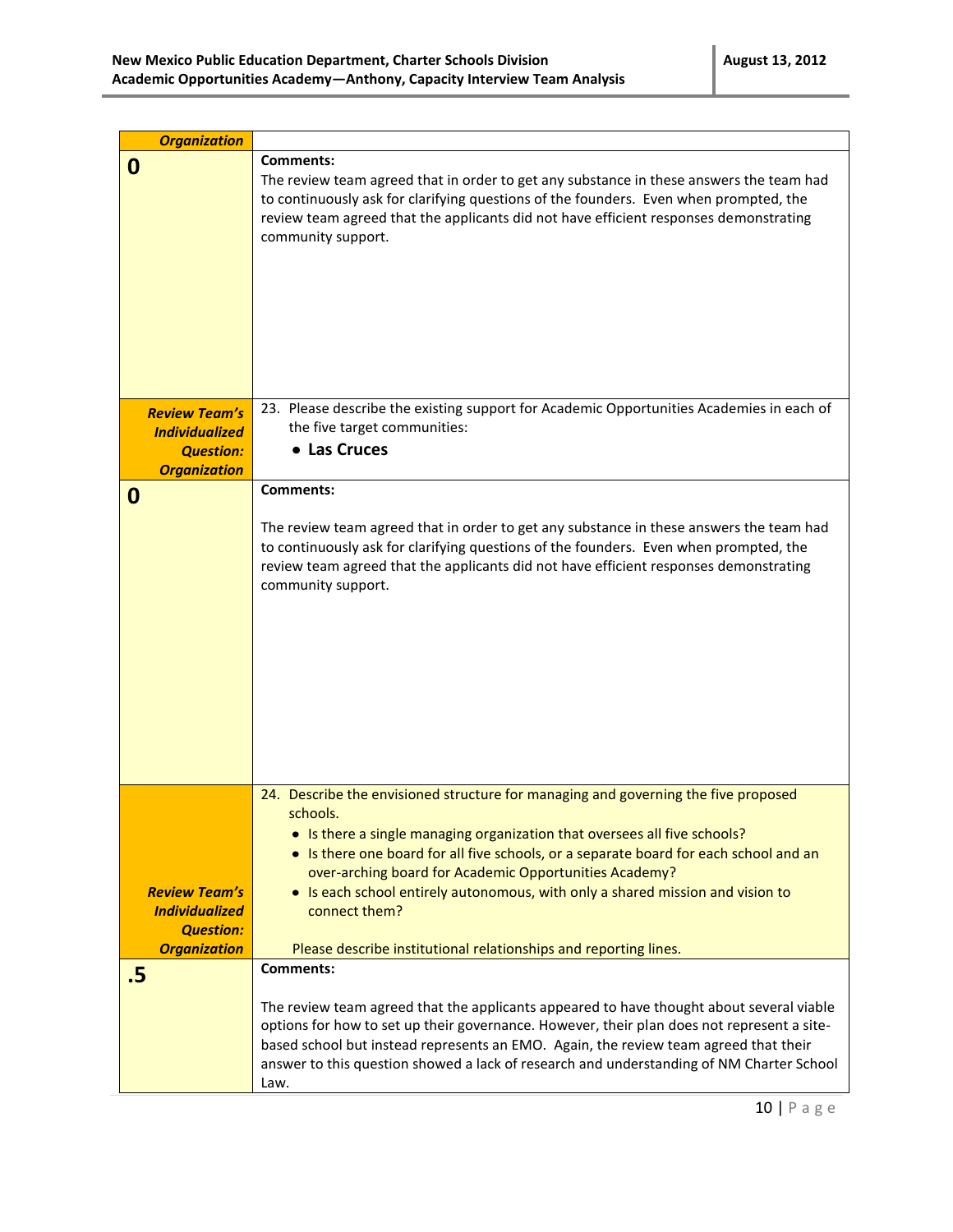| Organization | |
|---|---|
| **0** | **Comments:**<br>The review team agreed that in order to get any substance in these answers the team had to continuously ask for clarifying questions of the founders. Even when prompted, the review team agreed that the applicants did not have efficient responses demonstrating community support. |
| ***Review Team's Individualized Question: Organization*** | 23. Please describe the existing support for Academic Opportunities Academies in each of the five target communities:<br>• **Las Cruces** |
| **0** | **Comments:**<br><br>The review team agreed that in order to get any substance in these answers the team had to continuously ask for clarifying questions of the founders. Even when prompted, the review team agreed that the applicants did not have efficient responses demonstrating community support. |
| ***Review Team's Individualized Question: Organization*** | 24. Describe the envisioned structure for managing and governing the five proposed schools.<br>• Is there a single managing organization that oversees all five schools?<br>• Is there one board for all five schools, or a separate board for each school and an over-arching board for Academic Opportunities Academy?<br>• Is each school entirely autonomous, with only a shared mission and vision to connect them?<br><br>Please describe institutional relationships and reporting lines. |
| **.5** | **Comments:**<br><br>The review team agreed that the applicants appeared to have thought about several viable options for how to set up their governance. However, their plan does not represent a site-based school but instead represents an EMO. Again, the review team agreed that their answer to this question showed a lack of research and understanding of NM Charter School Law. |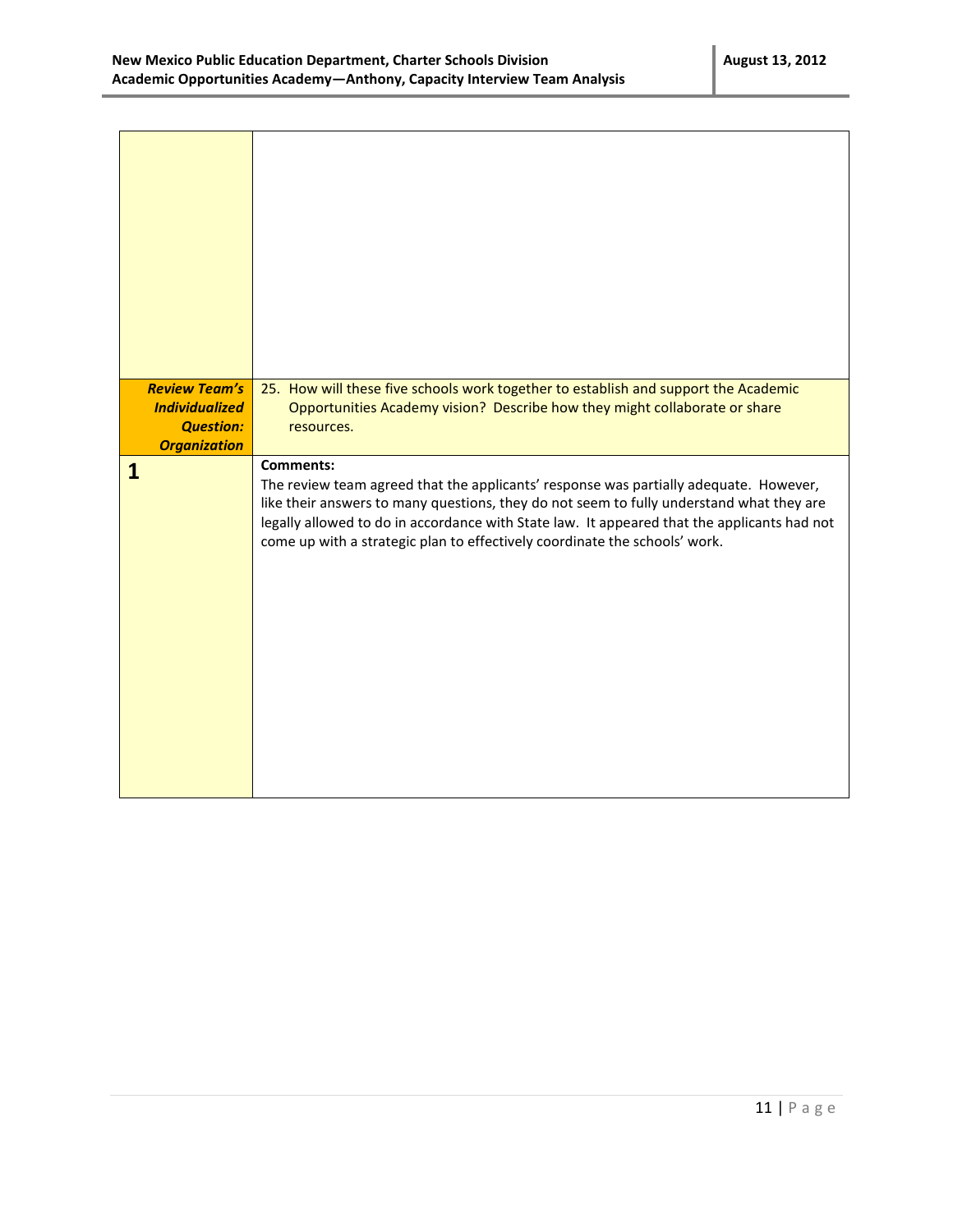| | |
|---|---|
| | |
| ***Review Team's Individualized Question: Organization*** | 25. How will these five schools work together to establish and support the Academic Opportunities Academy vision? Describe how they might collaborate or share resources. |
| **1** | **Comments:** The review team agreed that the applicants' response was partially adequate. However, like their answers to many questions, they do not seem to fully understand what they are legally allowed to do in accordance with State law. It appeared that the applicants had not come up with a strategic plan to effectively coordinate the schools' work. |